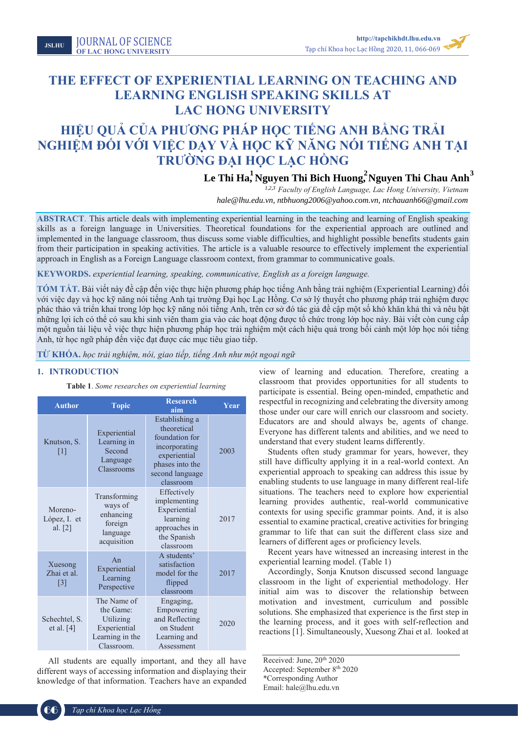# THE EFFECT OF EXPERIENTIAL LEARNING ON TEACHING AND LEARNING ENGLISH SPEAKING SKILLS AT LAC HONG UNIVERSITY

# HIỆU QUẢ CỦA PHƯƠNG PHÁP HỌC TIẾNG ANH BẰNG TRẢI NGHIỆM ĐỐI VỚI VIỆC DẠY VÀ HỌC KỸ NĂNG NÓI TIẾNG ANH TẠI TRƯỜNG ĐẠI HỌC LẠC HỒNG

**Le Thi Ha[1], Nguyen Thi Bich Huong[2], Nguyen Thi Chau Anh[3]**

*[1,2,3] Faculty of English Language, Lac Hong University, Vietnam*

*hale@lhu.edu.vn, ntbhuong2006@yahoo.com.vn, ntchauanh66@gmail.com*

**ABSTRACT**. This article deals with implementing experiential learning in the teaching and learning of English speaking skills as a foreign language in Universities. Theoretical foundations for the experiential approach are outlined and implemented in the language classroom, thus discuss some viable difficulties, and highlight possible benefits students gain from their participation in speaking activities. The article is a valuable resource to effectively implement the experiential approach in English as a Foreign Language classroom context, from grammar to communicative goals.

**KEYWORDS.** *experiential learning, speaking, communicative, English as a foreign language.*

**TÓM TẮT.** Bài viết này đề cập đến việc thực hiện phương pháp học tiếng Anh bằng trải nghiệm (Experiential Learning) đối với việc dạy và học kỹ năng nói tiếng Anh tại trường Đại học Lạc Hồng. Cơ sở lý thuyết cho phương pháp trải nghiệm được phác thảo và triển khai trong lớp học kỹ năng nói tiếng Anh, trên cơ sở đó tác giả đề cập một số khó khăn khả thi và nêu bật những lợi ích có thể có sau khi sinh viên tham gia vào các hoạt động được tổ chức trong lớp học này. Bài viết còn cung cấp một nguồn tài liệu về việc thực hiện phương pháp học trải nghiệm một cách hiệu quả trong bối cảnh một lớp học nói tiếng Anh, từ học ngữ pháp đến việc đạt được các mục tiêu giao tiếp.

**TỪ KHÓA.** *học trải nghiệm, nói, giao tiếp, tiếng Anh như một ngoại ngữ*

## 1. INTRODUCTION

**Table 1**. *Some researches on experiential learning*

| Author | Topic | Research aim | Year |
|---|---|---|---|
| Knutson, S. [1] | Experiential Learning in Second Language Classrooms | Establishing a theoretical foundation for incorporating experiential phases into the second language classroom | 2003 |
| Moreno-López, I. et al. [2] | Transforming ways of enhancing foreign language acquisition | Effectively implementing Experiential learning approaches in the Spanish classroom | 2017 |
| Xuesong Zhai et al. [3] | An Experiential Learning Perspective | A students' satisfaction model for the flipped classroom | 2017 |
| Schechtel, S. et al. [4] | The Name of the Game: Utilizing Experiential Learning in the Classroom. | Engaging, Empowering and Reflecting on Student Learning and Assessment | 2020 |

All students are equally important, and they all have different ways of accessing information and displaying their knowledge of that information. Teachers have an expanded view of learning and education. Therefore, creating a classroom that provides opportunities for all students to participate is essential. Being open-minded, empathetic and respectful in recognizing and celebrating the diversity among those under our care will enrich our classroom and society. Educators are and should always be, agents of change. Everyone has different talents and abilities, and we need to understand that every student learns differently.

Students often study grammar for years, however, they still have difficulty applying it in a real-world context. An experiential approach to speaking can address this issue by enabling students to use language in many different real-life situations. The teachers need to explore how experiential learning provides authentic, real-world communicative contexts for using specific grammar points. And, it is also essential to examine practical, creative activities for bringing grammar to life that can suit the different class size and learners of different ages or proficiency levels.

Recent years have witnessed an increasing interest in the experiential learning model. (Table 1)

Accordingly, Sonja Knutson discussed second language classroom in the light of experiential methodology. Her initial aim was to discover the relationship between motivation and investment, curriculum and possible solutions. She emphasized that experience is the first step in the learning process, and it goes with self-reflection and reactions [1]. Simultaneously, Xuesong Zhai et al. looked at

Received: June, 20th 2020
Accepted: September 8th 2020
*Corresponding Author
Email: hale@lhu.edu.vn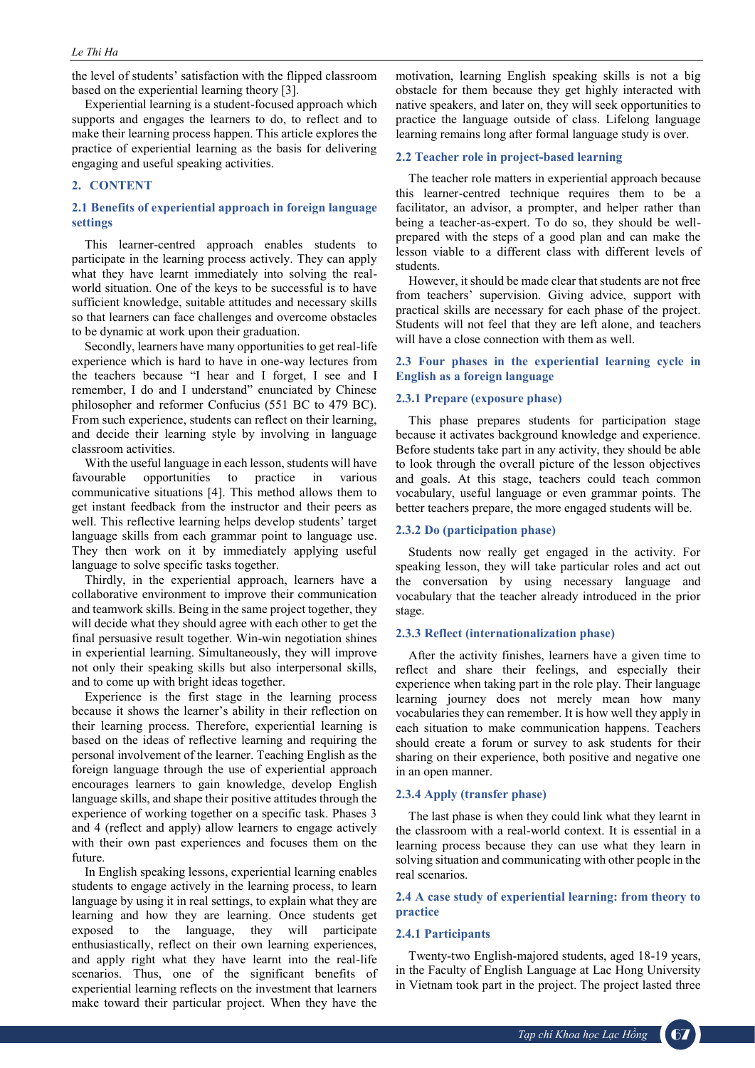the level of students' satisfaction with the flipped classroom based on the experiential learning theory [3].

Experiential learning is a student-focused approach which supports and engages the learners to do, to reflect and to make their learning process happen. This article explores the practice of experiential learning as the basis for delivering engaging and useful speaking activities.

## 2. CONTENT

### 2.1 Benefits of experiential approach in foreign language settings

This learner-centred approach enables students to participate in the learning process actively. They can apply what they have learnt immediately into solving the real-world situation. One of the keys to be successful is to have sufficient knowledge, suitable attitudes and necessary skills so that learners can face challenges and overcome obstacles to be dynamic at work upon their graduation.

Secondly, learners have many opportunities to get real-life experience which is hard to have in one-way lectures from the teachers because "I hear and I forget, I see and I remember, I do and I understand" enunciated by Chinese philosopher and reformer Confucius (551 BC to 479 BC). From such experience, students can reflect on their learning, and decide their learning style by involving in language classroom activities.

With the useful language in each lesson, students will have favourable opportunities to practice in various communicative situations [4]. This method allows them to get instant feedback from the instructor and their peers as well. This reflective learning helps develop students' target language skills from each grammar point to language use. They then work on it by immediately applying useful language to solve specific tasks together.

Thirdly, in the experiential approach, learners have a collaborative environment to improve their communication and teamwork skills. Being in the same project together, they will decide what they should agree with each other to get the final persuasive result together. Win-win negotiation shines in experiential learning. Simultaneously, they will improve not only their speaking skills but also interpersonal skills, and to come up with bright ideas together.

Experience is the first stage in the learning process because it shows the learner's ability in their reflection on their learning process. Therefore, experiential learning is based on the ideas of reflective learning and requiring the personal involvement of the learner. Teaching English as the foreign language through the use of experiential approach encourages learners to gain knowledge, develop English language skills, and shape their positive attitudes through the experience of working together on a specific task. Phases 3 and 4 (reflect and apply) allow learners to engage actively with their own past experiences and focuses them on the future.

In English speaking lessons, experiential learning enables students to engage actively in the learning process, to learn language by using it in real settings, to explain what they are learning and how they are learning. Once students get exposed to the language, they will participate enthusiastically, reflect on their own learning experiences, and apply right what they have learnt into the real-life scenarios. Thus, one of the significant benefits of experiential learning reflects on the investment that learners make toward their particular project. When they have the motivation, learning English speaking skills is not a big obstacle for them because they get highly interacted with native speakers, and later on, they will seek opportunities to practice the language outside of class. Lifelong language learning remains long after formal language study is over.

### 2.2 Teacher role in project-based learning

The teacher role matters in experiential approach because this learner-centred technique requires them to be a facilitator, an advisor, a prompter, and helper rather than being a teacher-as-expert. To do so, they should be well-prepared with the steps of a good plan and can make the lesson viable to a different class with different levels of students.

However, it should be made clear that students are not free from teachers' supervision. Giving advice, support with practical skills are necessary for each phase of the project. Students will not feel that they are left alone, and teachers will have a close connection with them as well.

### 2.3 Four phases in the experiential learning cycle in English as a foreign language

#### 2.3.1 Prepare (exposure phase)

This phase prepares students for participation stage because it activates background knowledge and experience. Before students take part in any activity, they should be able to look through the overall picture of the lesson objectives and goals. At this stage, teachers could teach common vocabulary, useful language or even grammar points. The better teachers prepare, the more engaged students will be.

#### 2.3.2 Do (participation phase)

Students now really get engaged in the activity. For speaking lesson, they will take particular roles and act out the conversation by using necessary language and vocabulary that the teacher already introduced in the prior stage.

#### 2.3.3 Reflect (internationalization phase)

After the activity finishes, learners have a given time to reflect and share their feelings, and especially their experience when taking part in the role play. Their language learning journey does not merely mean how many vocabularies they can remember. It is how well they apply in each situation to make communication happens. Teachers should create a forum or survey to ask students for their sharing on their experience, both positive and negative one in an open manner.

#### 2.3.4 Apply (transfer phase)

The last phase is when they could link what they learnt in the classroom with a real-world context. It is essential in a learning process because they can use what they learn in solving situation and communicating with other people in the real scenarios.

### 2.4 A case study of experiential learning: from theory to practice

#### 2.4.1 Participants

Twenty-two English-majored students, aged 18-19 years, in the Faculty of English Language at Lac Hong University in Vietnam took part in the project. The project lasted three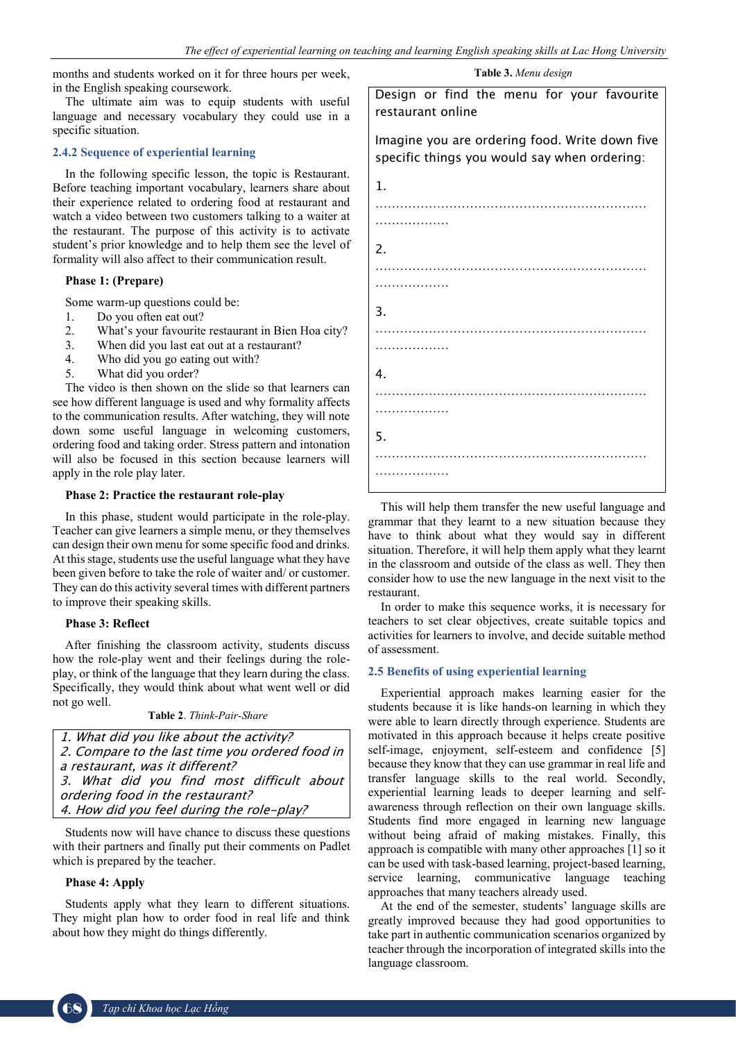months and students worked on it for three hours per week, in the English speaking coursework.

The ultimate aim was to equip students with useful language and necessary vocabulary they could use in a specific situation.

### 2.4.2 Sequence of experiential learning

In the following specific lesson, the topic is Restaurant. Before teaching important vocabulary, learners share about their experience related to ordering food at restaurant and watch a video between two customers talking to a waiter at the restaurant. The purpose of this activity is to activate student's prior knowledge and to help them see the level of formality will also affect to their communication result.

**Phase 1: (Prepare)**

Some warm-up questions could be:

1. Do you often eat out?
2. What's your favourite restaurant in Bien Hoa city?
3. When did you last eat out at a restaurant?
4. Who did you go eating out with?
5. What did you order?

The video is then shown on the slide so that learners can see how different language is used and why formality affects to the communication results. After watching, they will note down some useful language in welcoming customers, ordering food and taking order. Stress pattern and intonation will also be focused in this section because learners will apply in the role play later.

**Phase 2: Practice the restaurant role-play**

In this phase, student would participate in the role-play. Teacher can give learners a simple menu, or they themselves can design their own menu for some specific food and drinks. At this stage, students use the useful language what they have been given before to take the role of waiter and/ or customer. They can do this activity several times with different partners to improve their speaking skills.

**Phase 3: Reflect**

After finishing the classroom activity, students discuss how the role-play went and their feelings during the role-play, or think of the language that they learn during the class. Specifically, they would think about what went well or did not go well.

**Table 2**. *Think-Pair-Share*

| *1. What did you like about the activity?* |
|---|
| *2. Compare to the last time you ordered food in a restaurant, was it different?* |
| *3. What did you find most difficult about ordering food in the restaurant?* |
| *4. How did you feel during the role-play?* |

Students now will have chance to discuss these questions with their partners and finally put their comments on Padlet which is prepared by the teacher.

**Phase 4: Apply**

Students apply what they learn to different situations. They might plan how to order food in real life and think about how they might do things differently.

**Table 3.** *Menu design*

| Design or find the menu for your favourite restaurant online |
|---|
| Imagine you are ordering food. Write down five specific things you would say when ordering: |
| 1. ................................................................................ |
| 2. ................................................................................ |
| 3. ................................................................................ |
| 4. ................................................................................ |
| 5. ................................................................................ |

This will help them transfer the new useful language and grammar that they learnt to a new situation because they have to think about what they would say in different situation. Therefore, it will help them apply what they learnt in the classroom and outside of the class as well. They then consider how to use the new language in the next visit to the restaurant.

In order to make this sequence works, it is necessary for teachers to set clear objectives, create suitable topics and activities for learners to involve, and decide suitable method of assessment.

### 2.5 Benefits of using experiential learning

Experiential approach makes learning easier for the students because it is like hands-on learning in which they were able to learn directly through experience. Students are motivated in this approach because it helps create positive self-image, enjoyment, self-esteem and confidence [5] because they know that they can use grammar in real life and transfer language skills to the real world. Secondly, experiential learning leads to deeper learning and self-awareness through reflection on their own language skills. Students find more engaged in learning new language without being afraid of making mistakes. Finally, this approach is compatible with many other approaches [1] so it can be used with task-based learning, project-based learning, service learning, communicative language teaching approaches that many teachers already used.

At the end of the semester, students' language skills are greatly improved because they had good opportunities to take part in authentic communication scenarios organized by teacher through the incorporation of integrated skills into the language classroom.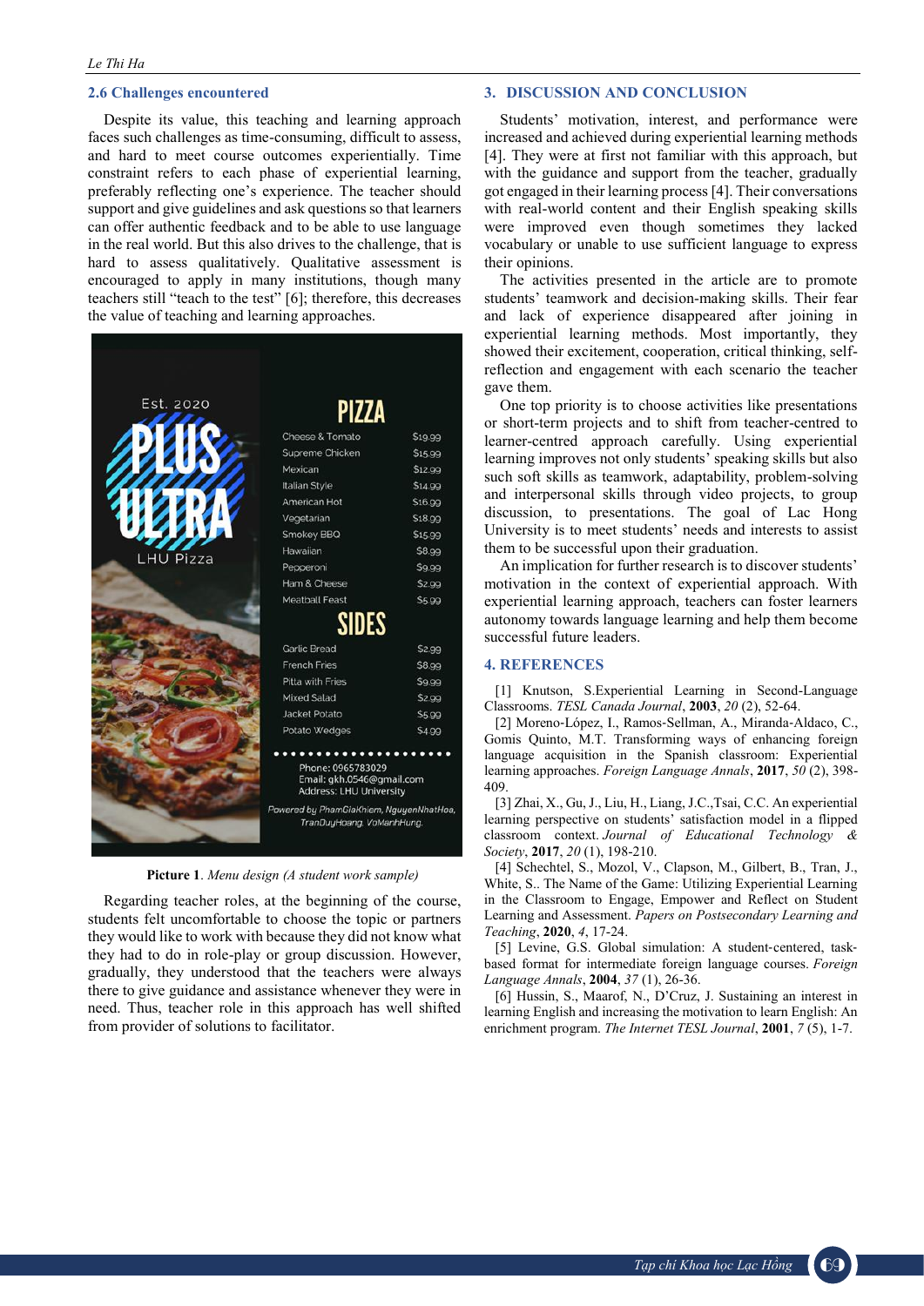### 2.6 Challenges encountered

Despite its value, this teaching and learning approach faces such challenges as time-consuming, difficult to assess, and hard to meet course outcomes experientially. Time constraint refers to each phase of experiential learning, preferably reflecting one's experience. The teacher should support and give guidelines and ask questions so that learners can offer authentic feedback and to be able to use language in the real world. But this also drives to the challenge, that is hard to assess qualitatively. Qualitative assessment is encouraged to apply in many institutions, though many teachers still "teach to the test" [6]; therefore, this decreases the value of teaching and learning approaches.

**Picture 1**. *Menu design (A student work sample)*

Regarding teacher roles, at the beginning of the course, students felt uncomfortable to choose the topic or partners they would like to work with because they did not know what they had to do in role-play or group discussion. However, gradually, they understood that the teachers were always there to give guidance and assistance whenever they were in need. Thus, teacher role in this approach has well shifted from provider of solutions to facilitator.

## 3. DISCUSSION AND CONCLUSION

Students' motivation, interest, and performance were increased and achieved during experiential learning methods [4]. They were at first not familiar with this approach, but with the guidance and support from the teacher, gradually got engaged in their learning process [4]. Their conversations with real-world content and their English speaking skills were improved even though sometimes they lacked vocabulary or unable to use sufficient language to express their opinions.

The activities presented in the article are to promote students' teamwork and decision-making skills. Their fear and lack of experience disappeared after joining in experiential learning methods. Most importantly, they showed their excitement, cooperation, critical thinking, self-reflection and engagement with each scenario the teacher gave them.

One top priority is to choose activities like presentations or short-term projects and to shift from teacher-centred to learner-centred approach carefully. Using experiential learning improves not only students' speaking skills but also such soft skills as teamwork, adaptability, problem-solving and interpersonal skills through video projects, to group discussion, to presentations. The goal of Lac Hong University is to meet students' needs and interests to assist them to be successful upon their graduation.

An implication for further research is to discover students' motivation in the context of experiential approach. With experiential learning approach, teachers can foster learners autonomy towards language learning and help them become successful future leaders.

## 4. REFERENCES

[1] Knutson, S.Experiential Learning in Second-Language Classrooms. *TESL Canada Journal*, **2003**, *20* (2), 52-64.

[2] Moreno-López, I., Ramos-Sellman, A., Miranda-Aldaco, C., Gomis Quinto, M.T. Transforming ways of enhancing foreign language acquisition in the Spanish classroom: Experiential learning approaches. *Foreign Language Annals*, **2017**, *50* (2), 398-409.

[3] Zhai, X., Gu, J., Liu, H., Liang, J.C.,Tsai, C.C. An experiential learning perspective on students' satisfaction model in a flipped classroom context. *Journal of Educational Technology & Society*, **2017**, *20* (1), 198-210.

[4] Schechtel, S., Mozol, V., Clapson, M., Gilbert, B., Tran, J., White, S.. The Name of the Game: Utilizing Experiential Learning in the Classroom to Engage, Empower and Reflect on Student Learning and Assessment. *Papers on Postsecondary Learning and Teaching*, **2020**, *4*, 17-24.

[5] Levine, G.S. Global simulation: A student-centered, task-based format for intermediate foreign language courses. *Foreign Language Annals*, **2004**, *37* (1), 26-36.

[6] Hussin, S., Maarof, N., D'Cruz, J. Sustaining an interest in learning English and increasing the motivation to learn English: An enrichment program. *The Internet TESL Journal*, **2001**, *7* (5), 1-7.